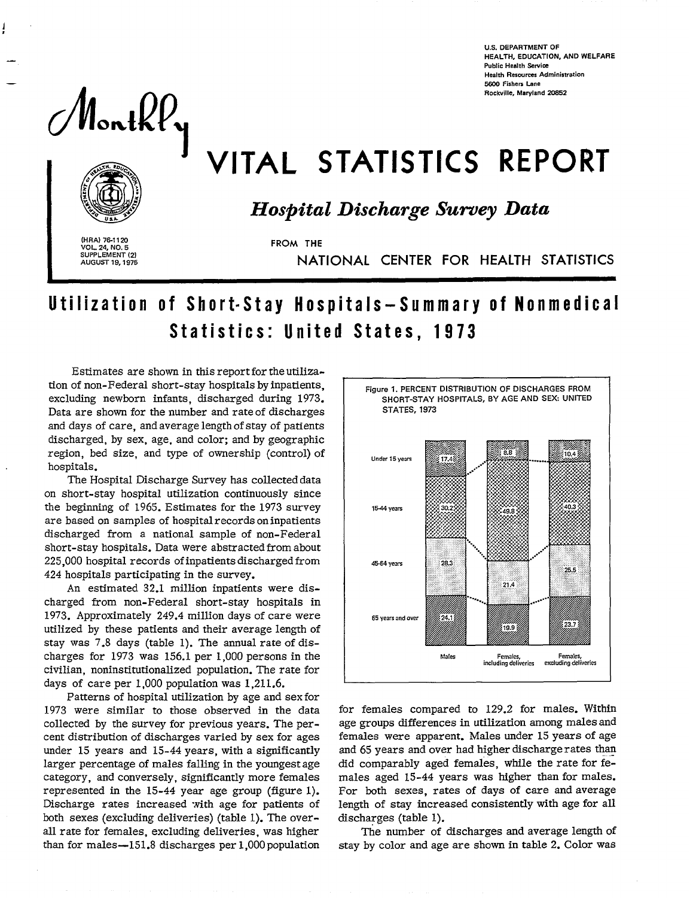U.S. DEPARTMENT OF HEALTH, EDUCATION, AND WELFARE
Public Health Service
Health Resources Administration
5600 Fishers Lane
Rockville, Maryland 20852

# Monthly VITAL STATISTICS REPORT

## *Hospital Discharge Survey Data*

FROM THE NATIONAL CENTER FOR HEALTH STATISTICS

(HRA) 76-1120
VOL. 24, NO. 5
SUPPLEMENT (2)
AUGUST 19, 1975

# Utilization of Short-Stay Hospitals—Summary of Nonmedical Statistics: United States, 1973

Estimates are shown in this report for the utilization of non-Federal short-stay hospitals by inpatients, excluding newborn infants, discharged during 1973. Data are shown for the number and rate of discharges and days of care, and average length of stay of patients discharged, by sex, age, and color; and by geographic region, bed size, and type of ownership (control) of hospitals.

The Hospital Discharge Survey has collected data on short-stay hospital utilization continuously since the beginning of 1965. Estimates for the 1973 survey are based on samples of hospital records on inpatients discharged from a national sample of non-Federal short-stay hospitals. Data were abstracted from about 225,000 hospital records of inpatients discharged from 424 hospitals participating in the survey.

An estimated 32.1 million inpatients were discharged from non-Federal short-stay hospitals in 1973. Approximately 249.4 million days of care were utilized by these patients and their average length of stay was 7.8 days (table 1). The annual rate of discharges for 1973 was 156.1 per 1,000 persons in the civilian, noninstitutionalized population. The rate for days of care per 1,000 population was 1,211.6.

Patterns of hospital utilization by age and sex for 1973 were similar to those observed in the data collected by the survey for previous years. The percent distribution of discharges varied by sex for ages under 15 years and 15-44 years, with a significantly larger percentage of males falling in the youngest age category, and conversely, significantly more females represented in the 15-44 year age group (figure 1). Discharge rates increased with age for patients of both sexes (excluding deliveries) (table 1). The overall rate for females, excluding deliveries, was higher than for males—151.8 discharges per 1,000 population for females compared to 129.2 for males. Within age groups differences in utilization among males and females were apparent. Males under 15 years of age and 65 years and over had higher discharge rates than did comparably aged females, while the rate for females aged 15-44 years was higher than for males. For both sexes, rates of days of care and average length of stay increased consistently with age for all discharges (table 1).

The number of discharges and average length of stay by color and age are shown in table 2. Color was

Figure 1. PERCENT DISTRIBUTION OF DISCHARGES FROM SHORT-STAY HOSPITALS, BY AGE AND SEX: UNITED STATES, 1973

| Age | Males | Females, including deliveries | Females, excluding deliveries |
|---|---|---|---|
| Under 15 years | 17.4 | 8.8 | 10.4 |
| 15-44 years | 30.2 | 49.8 | 40.3 |
| 45-64 years | 28.3 | 21.4 | 25.5 |
| 65 years and over | 24.1 | 19.9 | 23.7 |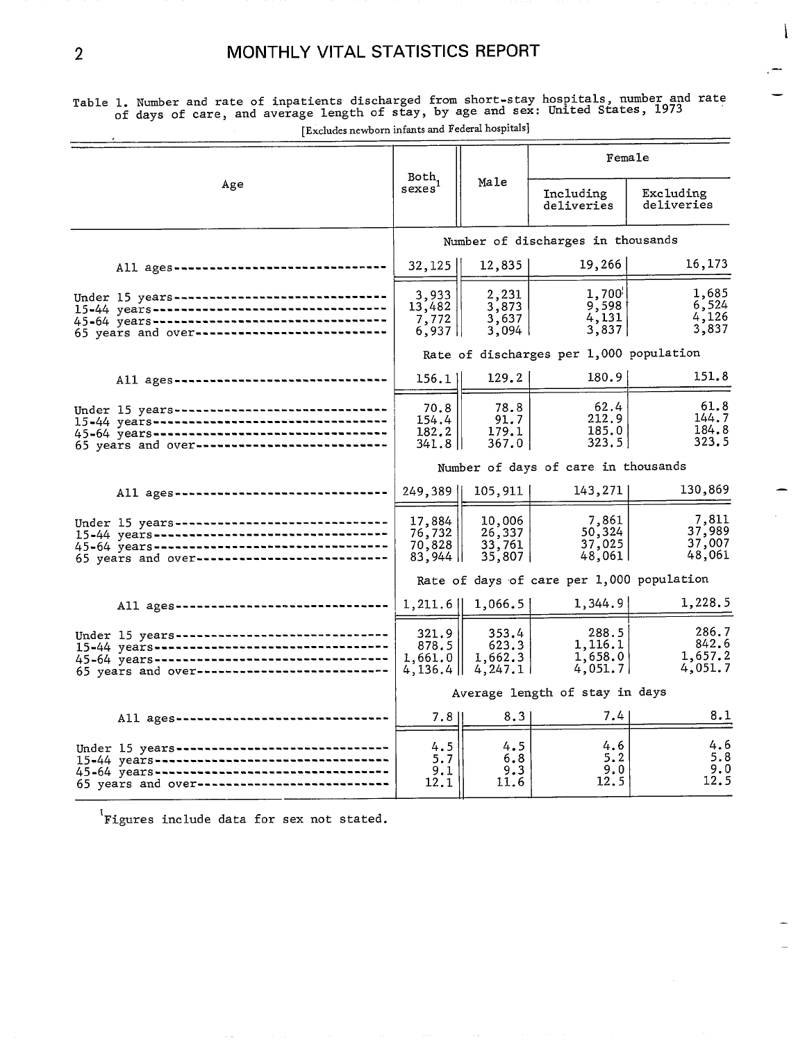Table 1. Number and rate of inpatients discharged from short-stay hospitals, number and rate of days of care, and average length of stay, by age and sex: United States, 1973

[Excludes newborn infants and Federal hospitals]

| Age | Both sexes[1] | Male | Female | |
|---|---|---|---|---|
| | | | Including deliveries | Excluding deliveries |
| | **Number of discharges in thousands** | | | |
| All ages | 32,125 | 12,835 | 19,266 | 16,173 |
| Under 15 years | 3,933 | 2,231 | 1,700 | 1,685 |
| 15-44 years | 13,482 | 3,873 | 9,598 | 6,524 |
| 45-64 years | 7,772 | 3,637 | 4,131 | 4,126 |
| 65 years and over | 6,937 | 3,094 | 3,837 | 3,837 |
| | **Rate of discharges per 1,000 population** | | | |
| All ages | 156.1 | 129.2 | 180.9 | 151.8 |
| Under 15 years | 70.8 | 78.8 | 62.4 | 61.8 |
| 15-44 years | 154.4 | 91.7 | 212.9 | 144.7 |
| 45-64 years | 182.2 | 179.1 | 185.0 | 184.8 |
| 65 years and over | 341.8 | 367.0 | 323.5 | 323.5 |
| | **Number of days of care in thousands** | | | |
| All ages | 249,389 | 105,911 | 143,271 | 130,869 |
| Under 15 years | 17,884 | 10,006 | 7,861 | 7,811 |
| 15-44 years | 76,732 | 26,337 | 50,324 | 37,989 |
| 45-64 years | 70,828 | 33,761 | 37,025 | 37,007 |
| 65 years and over | 83,944 | 35,807 | 48,061 | 48,061 |
| | **Rate of days of care per 1,000 population** | | | |
| All ages | 1,211.6 | 1,066.5 | 1,344.9 | 1,228.5 |
| Under 15 years | 321.9 | 353.4 | 288.5 | 286.7 |
| 15-44 years | 878.5 | 623.3 | 1,116.1 | 842.6 |
| 45-64 years | 1,661.0 | 1,662.3 | 1,658.0 | 1,657.2 |
| 65 years and over | 4,136.4 | 4,247.1 | 4,051.7 | 4,051.7 |
| | **Average length of stay in days** | | | |
| All ages | 7.8 | 8.3 | 7.4 | 8.1 |
| Under 15 years | 4.5 | 4.5 | 4.6 | 4.6 |
| 15-44 years | 5.7 | 6.8 | 5.2 | 5.8 |
| 45-64 years | 9.1 | 9.3 | 9.0 | 9.0 |
| 65 years and over | 12.1 | 11.6 | 12.5 | 12.5 |

[1]Figures include data for sex not stated.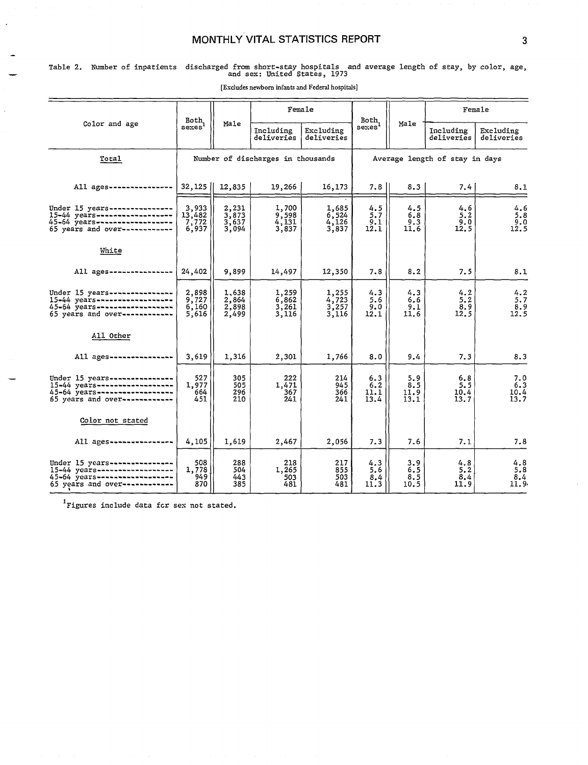Table 2. Number of inpatients discharged from short-stay hospitals and average length of stay, by color, age, and sex: United States, 1973

[Excludes newborn infants and Federal hospitals]

| Color and age | Both sexes[1] | Male | Female | | Both sexes[1] | Male | Female | |
|---|---|---|---|---|---|---|---|---|
| | | | Including deliveries | Excluding deliveries | | | Including deliveries | Excluding deliveries |
| **Total** | Number of discharges in thousands | | | | Average length of stay in days | | | |
| All ages | 32,125 | 12,835 | 19,266 | 16,173 | 7.8 | 8.3 | 7.4 | 8.1 |
| Under 15 years | 3,933 | 2,231 | 1,700 | 1,685 | 4.5 | 4.5 | 4.6 | 4.6 |
| 15-44 years | 13,482 | 3,873 | 9,598 | 6,524 | 5.7 | 6.8 | 5.2 | 5.8 |
| 45-64 years | 7,772 | 3,637 | 4,131 | 4,126 | 9.1 | 9.3 | 9.0 | 9.0 |
| 65 years and over | 6,937 | 3,094 | 3,837 | 3,837 | 12.1 | 11.6 | 12.5 | 12.5 |
| **White** | | | | | | | | |
| All ages | 24,402 | 9,899 | 14,497 | 12,350 | 7.8 | 8.2 | 7.5 | 8.1 |
| Under 15 years | 2,898 | 1,638 | 1,259 | 1,255 | 4.3 | 4.3 | 4.2 | 4.2 |
| 15-44 years | 9,727 | 2,864 | 6,862 | 4,723 | 5.6 | 6.6 | 5.2 | 5.7 |
| 45-64 years | 6,160 | 2,898 | 3,261 | 3,257 | 9.0 | 9.1 | 8.9 | 8.9 |
| 65 years and over | 5,616 | 2,499 | 3,116 | 3,116 | 12.1 | 11.6 | 12.5 | 12.5 |
| **All Other** | | | | | | | | |
| All ages | 3,619 | 1,316 | 2,301 | 1,766 | 8.0 | 9.4 | 7.3 | 8.3 |
| Under 15 years | 527 | 305 | 222 | 214 | 6.3 | 5.9 | 6.8 | 7.0 |
| 15-44 years | 1,977 | 505 | 1,471 | 945 | 6.2 | 8.5 | 5.5 | 6.3 |
| 45-64 years | 664 | 296 | 367 | 366 | 11.1 | 11.9 | 10.4 | 10.4 |
| 65 years and over | 451 | 210 | 241 | 241 | 13.4 | 13.1 | 13.7 | 13.7 |
| **Color not stated** | | | | | | | | |
| All ages | 4,105 | 1,619 | 2,467 | 2,056 | 7.3 | 7.6 | 7.1 | 7.8 |
| Under 15 years | 508 | 288 | 218 | 217 | 4.3 | 3.9 | 4.8 | 4.8 |
| 15-44 years | 1,778 | 504 | 1,265 | 855 | 5.6 | 6.5 | 5.2 | 5.8 |
| 45-64 years | 949 | 443 | 503 | 503 | 8.4 | 8.5 | 8.4 | 8.4 |
| 65 years and over | 870 | 385 | 481 | 481 | 11.3 | 10.5 | 11.9 | 11.9 |

[1]Figures include data for sex not stated.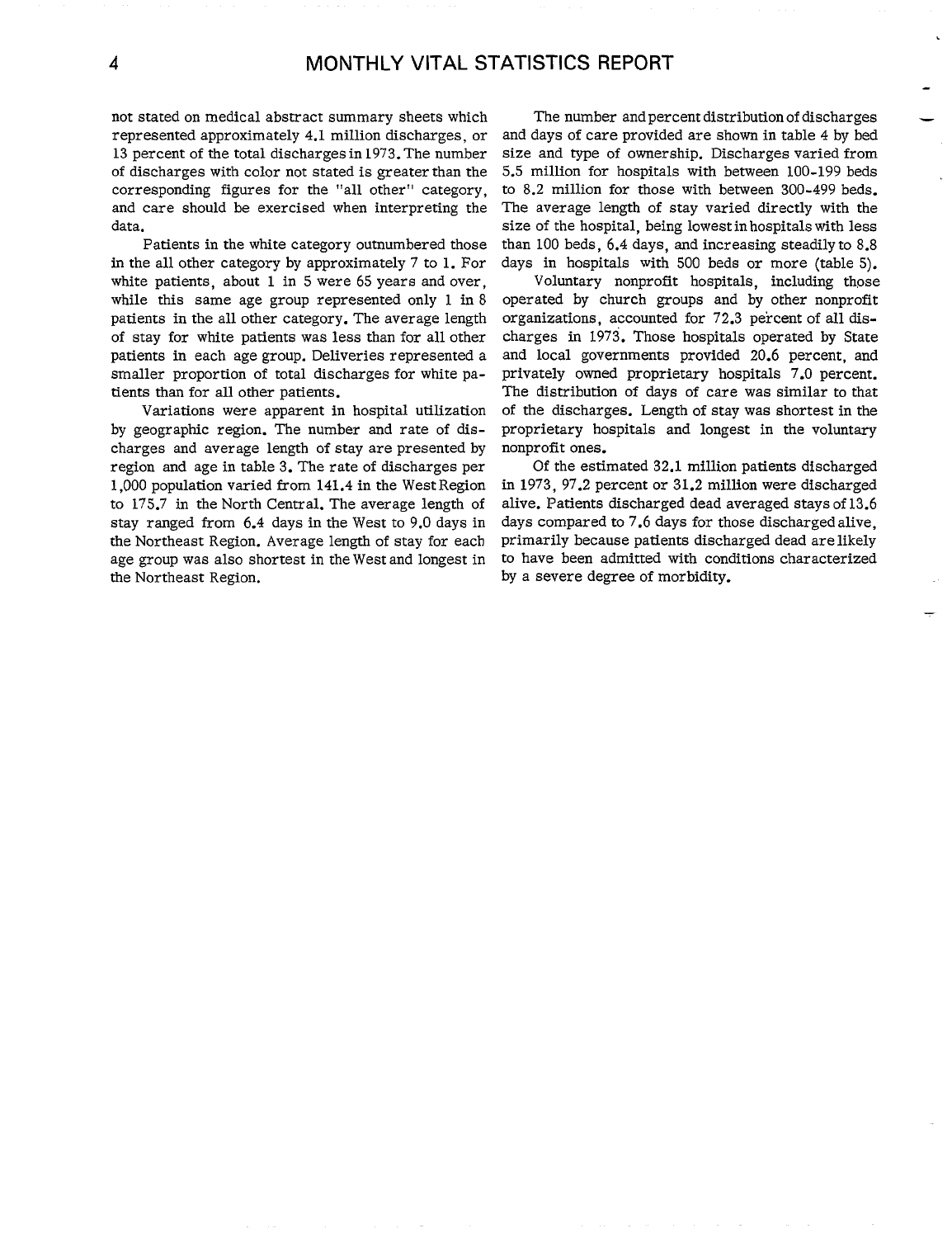not stated on medical abstract summary sheets which represented approximately 4.1 million discharges, or 13 percent of the total discharges in 1973. The number of discharges with color not stated is greater than the corresponding figures for the "all other" category, and care should be exercised when interpreting the data.

Patients in the white category outnumbered those in the all other category by approximately 7 to 1. For white patients, about 1 in 5 were 65 years and over, while this same age group represented only 1 in 8 patients in the all other category. The average length of stay for white patients was less than for all other patients in each age group. Deliveries represented a smaller proportion of total discharges for white patients than for all other patients.

Variations were apparent in hospital utilization by geographic region. The number and rate of discharges and average length of stay are presented by region and age in table 3. The rate of discharges per 1,000 population varied from 141.4 in the West Region to 175.7 in the North Central. The average length of stay ranged from 6.4 days in the West to 9.0 days in the Northeast Region. Average length of stay for each age group was also shortest in the West and longest in the Northeast Region.

The number and percent distribution of discharges and days of care provided are shown in table 4 by bed size and type of ownership. Discharges varied from 5.5 million for hospitals with between 100-199 beds to 8.2 million for those with between 300-499 beds. The average length of stay varied directly with the size of the hospital, being lowest in hospitals with less than 100 beds, 6.4 days, and increasing steadily to 8.8 days in hospitals with 500 beds or more (table 5).

Voluntary nonprofit hospitals, including those operated by church groups and by other nonprofit organizations, accounted for 72.3 percent of all discharges in 1973. Those hospitals operated by State and local governments provided 20.6 percent, and privately owned proprietary hospitals 7.0 percent. The distribution of days of care was similar to that of the discharges. Length of stay was shortest in the proprietary hospitals and longest in the voluntary nonprofit ones.

Of the estimated 32.1 million patients discharged in 1973, 97.2 percent or 31.2 million were discharged alive. Patients discharged dead averaged stays of 13.6 days compared to 7.6 days for those discharged alive, primarily because patients discharged dead are likely to have been admitted with conditions characterized by a severe degree of morbidity.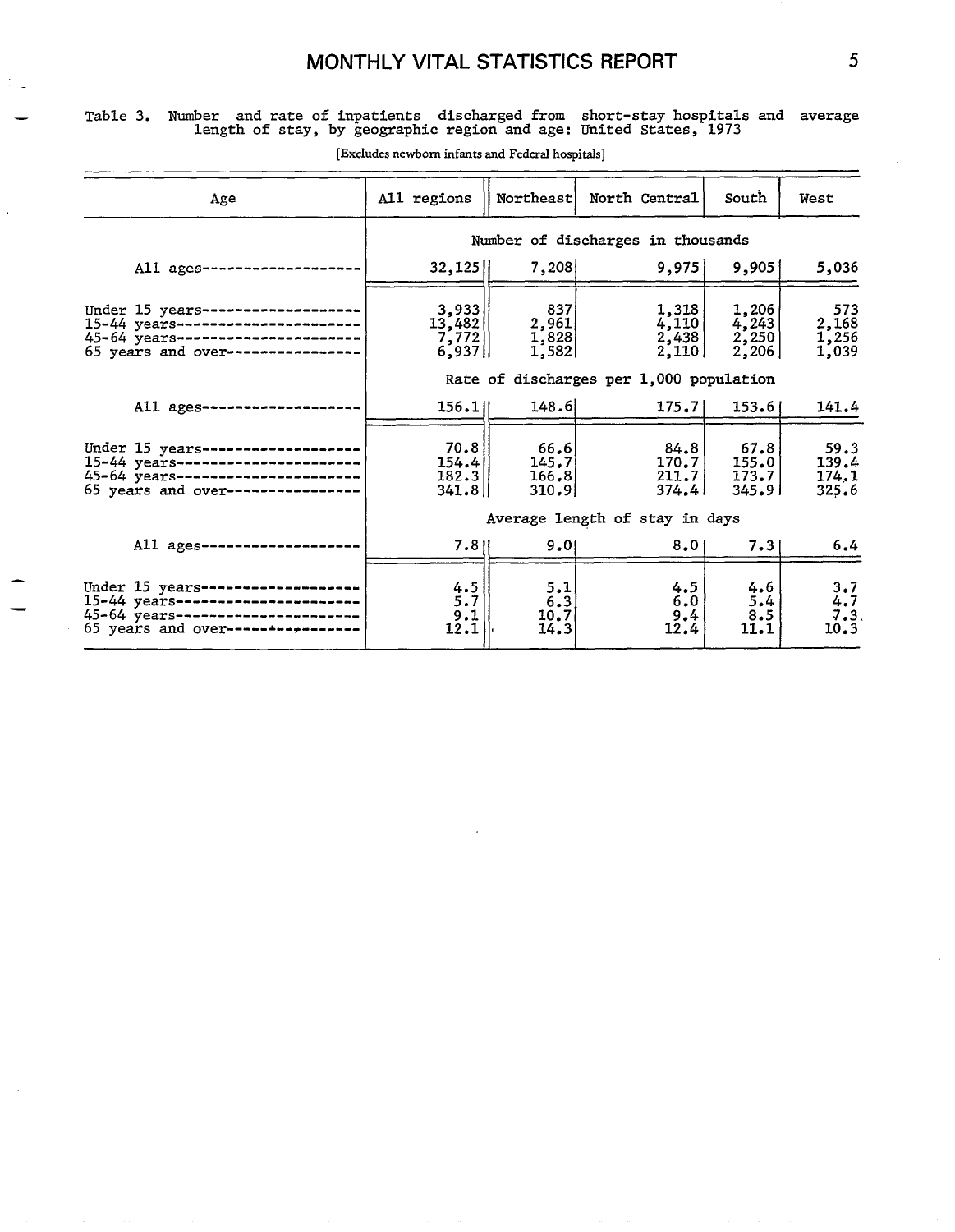Table 3. Number and rate of inpatients discharged from short-stay hospitals and average length of stay, by geographic region and age: United States, 1973

[Excludes newborn infants and Federal hospitals]

| Age | All regions | Northeast | North Central | South | West |
|---|---|---|---|---|---|
| | Number of discharges in thousands | | | | |
| All ages | 32,125 | 7,208 | 9,975 | 9,905 | 5,036 |
| Under 15 years | 3,933 | 837 | 1,318 | 1,206 | 573 |
| 15-44 years | 13,482 | 2,961 | 4,110 | 4,243 | 2,168 |
| 45-64 years | 7,772 | 1,828 | 2,438 | 2,250 | 1,256 |
| 65 years and over | 6,937 | 1,582 | 2,110 | 2,206 | 1,039 |
| | Rate of discharges per 1,000 population | | | | |
| All ages | 156.1 | 148.6 | 175.7 | 153.6 | 141.4 |
| Under 15 years | 70.8 | 66.6 | 84.8 | 67.8 | 59.3 |
| 15-44 years | 154.4 | 145.7 | 170.7 | 155.0 | 139.4 |
| 45-64 years | 182.3 | 166.8 | 211.7 | 173.7 | 174.1 |
| 65 years and over | 341.8 | 310.9 | 374.4 | 345.9 | 325.6 |
| | Average length of stay in days | | | | |
| All ages | 7.8 | 9.0 | 8.0 | 7.3 | 6.4 |
| Under 15 years | 4.5 | 5.1 | 4.5 | 4.6 | 3.7 |
| 15-44 years | 5.7 | 6.3 | 6.0 | 5.4 | 4.7 |
| 45-64 years | 9.1 | 10.7 | 9.4 | 8.5 | 7.3 |
| 65 years and over | 12.1 | 14.3 | 12.4 | 11.1 | 10.3 |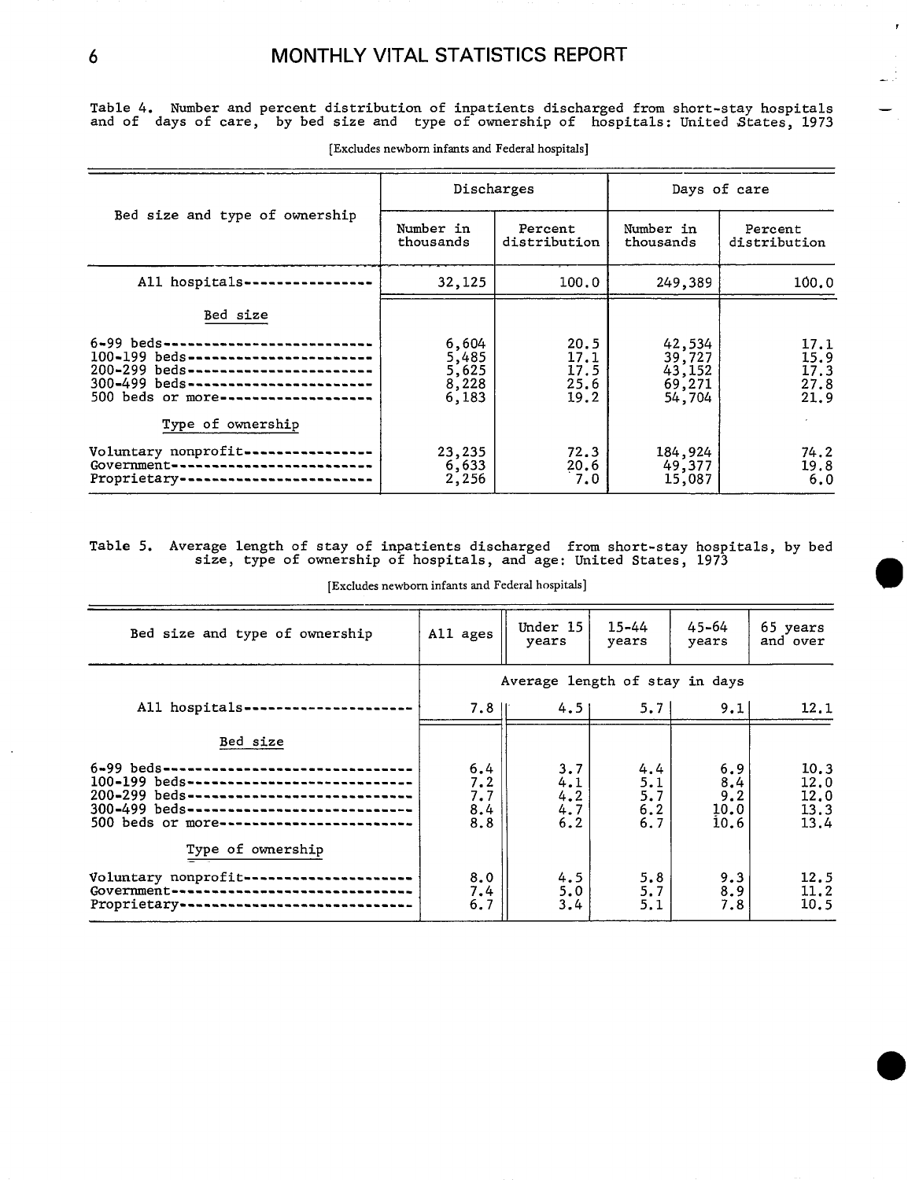Table 4. Number and percent distribution of inpatients discharged from short-stay hospitals and of days of care, by bed size and type of ownership of hospitals: United States, 1973

[Excludes newborn infants and Federal hospitals]

| Bed size and type of ownership | Discharges | | Days of care | |
|---|---|---|---|---|
| | Number in thousands | Percent distribution | Number in thousands | Percent distribution |
| All hospitals | 32,125 | 100.0 | 249,389 | 100.0 |
| **Bed size** | | | | |
| 6-99 beds | 6,604 | 20.5 | 42,534 | 17.1 |
| 100-199 beds | 5,485 | 17.1 | 39,727 | 15.9 |
| 200-299 beds | 5,625 | 17.5 | 43,152 | 17.3 |
| 300-499 beds | 8,228 | 25.6 | 69,271 | 27.8 |
| 500 beds or more | 6,183 | 19.2 | 54,704 | 21.9 |
| **Type of ownership** | | | | |
| Voluntary nonprofit | 23,235 | 72.3 | 184,924 | 74.2 |
| Government | 6,633 | 20.6 | 49,377 | 19.8 |
| Proprietary | 2,256 | 7.0 | 15,087 | 6.0 |

Table 5. Average length of stay of inpatients discharged from short-stay hospitals, by bed size, type of ownership of hospitals, and age: United States, 1973

[Excludes newborn infants and Federal hospitals]

| Bed size and type of ownership | All ages | Under 15 years | 15-44 years | 45-64 years | 65 years and over |
|---|---|---|---|---|---|
| | Average length of stay in days | | | | |
| All hospitals | 7.8 | 4.5 | 5.7 | 9.1 | 12.1 |
| **Bed size** | | | | | |
| 6-99 beds | 6.4 | 3.7 | 4.4 | 6.9 | 10.3 |
| 100-199 beds | 7.2 | 4.1 | 5.1 | 8.4 | 12.0 |
| 200-299 beds | 7.7 | 4.2 | 5.7 | 9.2 | 12.0 |
| 300-499 beds | 8.4 | 4.7 | 6.2 | 10.0 | 13.3 |
| 500 beds or more | 8.8 | 6.2 | 6.7 | 10.6 | 13.4 |
| **Type of ownership** | | | | | |
| Voluntary nonprofit | 8.0 | 4.5 | 5.8 | 9.3 | 12.5 |
| Government | 7.4 | 5.0 | 5.7 | 8.9 | 11.2 |
| Proprietary | 6.7 | 3.4 | 5.1 | 7.8 | 10.5 |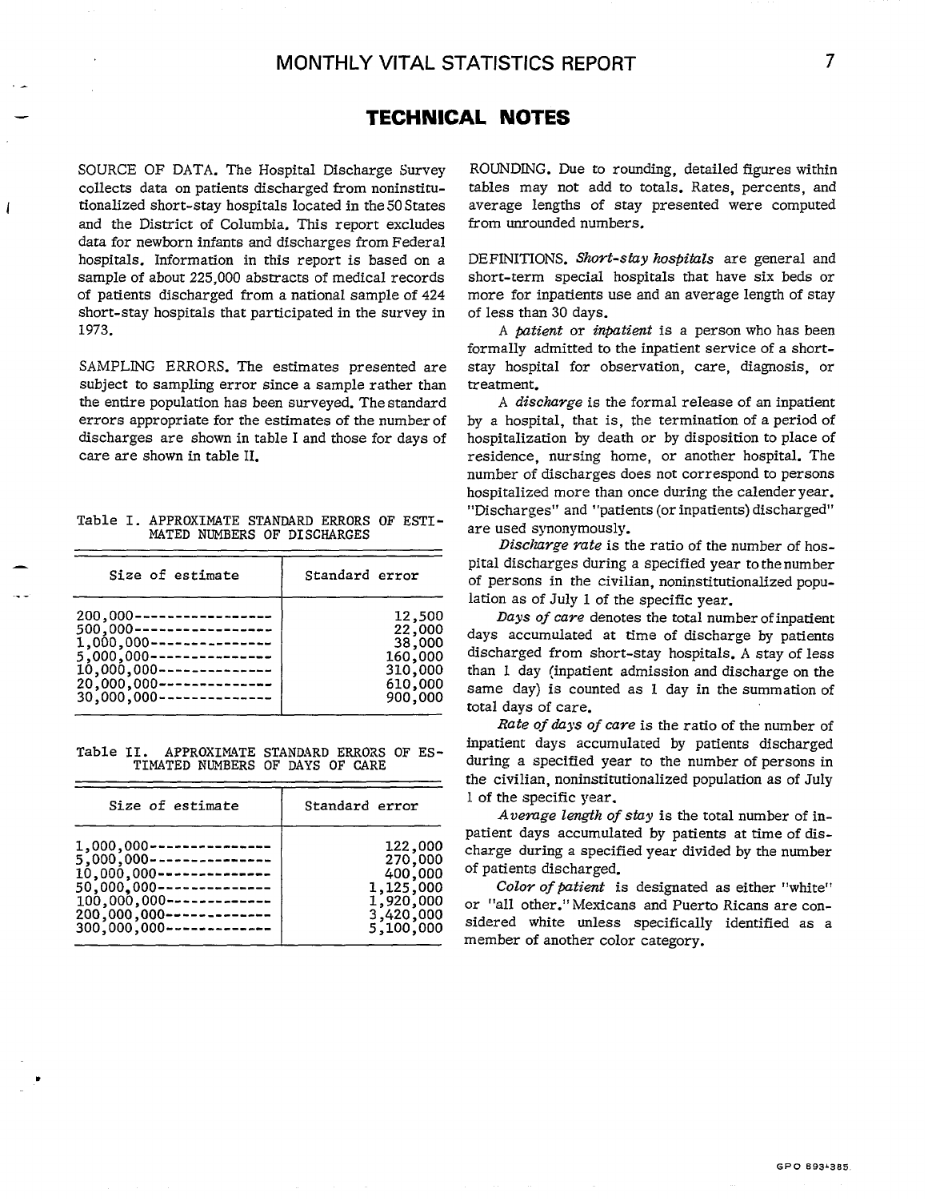## TECHNICAL NOTES

SOURCE OF DATA. The Hospital Discharge Survey collects data on patients discharged from noninstitutionalized short-stay hospitals located in the 50 States and the District of Columbia. This report excludes data for newborn infants and discharges from Federal hospitals. Information in this report is based on a sample of about 225,000 abstracts of medical records of patients discharged from a national sample of 424 short-stay hospitals that participated in the survey in 1973.

SAMPLING ERRORS. The estimates presented are subject to sampling error since a sample rather than the entire population has been surveyed. The standard errors appropriate for the estimates of the number of discharges are shown in table I and those for days of care are shown in table II.

Table I. APPROXIMATE STANDARD ERRORS OF ESTIMATED NUMBERS OF DISCHARGES

| Size of estimate | Standard error |
|---|---|
| 200,000 | 12,500 |
| 500,000 | 22,000 |
| 1,000,000 | 38,000 |
| 5,000,000 | 160,000 |
| 10,000,000 | 310,000 |
| 20,000,000 | 610,000 |
| 30,000,000 | 900,000 |

Table II. APPROXIMATE STANDARD ERRORS OF ESTIMATED NUMBERS OF DAYS OF CARE

| Size of estimate | Standard error |
|---|---|
| 1,000,000 | 122,000 |
| 5,000,000 | 270,000 |
| 10,000,000 | 400,000 |
| 50,000,000 | 1,125,000 |
| 100,000,000 | 1,920,000 |
| 200,000,000 | 3,420,000 |
| 300,000,000 | 5,100,000 |

ROUNDING. Due to rounding, detailed figures within tables may not add to totals. Rates, percents, and average lengths of stay presented were computed from unrounded numbers.

DEFINITIONS. *Short-stay hospitals* are general and short-term special hospitals that have six beds or more for inpatients use and an average length of stay of less than 30 days.

A *patient* or *inpatient* is a person who has been formally admitted to the inpatient service of a short-stay hospital for observation, care, diagnosis, or treatment.

A *discharge* is the formal release of an inpatient by a hospital, that is, the termination of a period of hospitalization by death or by disposition to place of residence, nursing home, or another hospital. The number of discharges does not correspond to persons hospitalized more than once during the calender year. "Discharges" and "patients (or inpatients) discharged" are used synonymously.

*Discharge rate* is the ratio of the number of hospital discharges during a specified year to the number of persons in the civilian, noninstitutionalized population as of July 1 of the specific year.

*Days of care* denotes the total number of inpatient days accumulated at time of discharge by patients discharged from short-stay hospitals. A stay of less than 1 day (inpatient admission and discharge on the same day) is counted as 1 day in the summation of total days of care.

*Rate of days of care* is the ratio of the number of inpatient days accumulated by patients discharged during a specified year to the number of persons in the civilian, noninstitutionalized population as of July 1 of the specific year.

*Average length of stay* is the total number of inpatient days accumulated by patients at time of discharge during a specified year divided by the number of patients discharged.

*Color of patient* is designated as either "white" or "all other." Mexicans and Puerto Ricans are considered white unless specifically identified as a member of another color category.